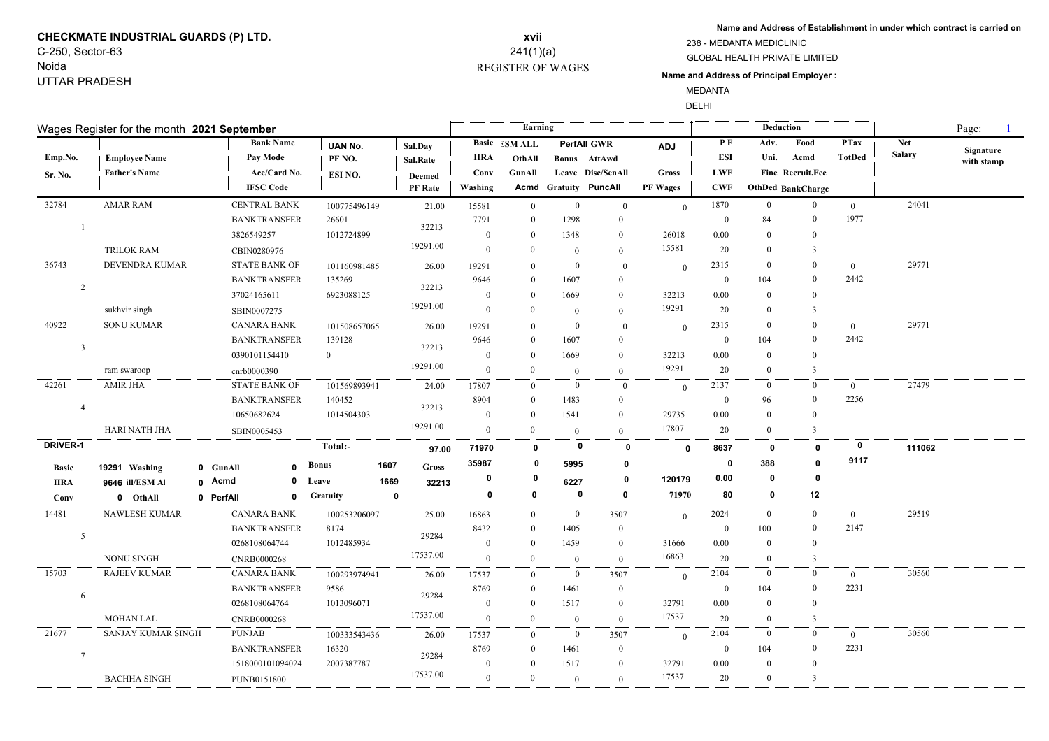**CHECKMATE INDUSTRIAL GUARDS (P) LTD.**
C-250, Sector-63
Noida
UTTAR PRADESH

**xvii**
241(1)(a)
REGISTER OF WAGES

**Name and Address of Establishment in under which contract is carried on**
238 - MEDANTA MEDICLINIC
GLOBAL HEALTH PRIVATE LIMITED

**Name and Address of Principal Employer :**
MEDANTA
DELHI

Wages Register for the month **2021 September**

| Emp.No. / Sr. No. | Employee Name / Father's Name | Bank Name / Pay Mode / Acc/Card No. / IFSC Code | UAN No. / PF NO. / ESI NO. | Sal.Day / Sal.Rate / Deemed PF Rate | Basic / HRA / Conv / Washing | ESM ALL / OthAll / GunAll / Acmd | PerfAll / Bonus / Leave / Gratuity | GWR / AttAwd / Disc/SenAll / PuncAll | ADJ / Gross / PF Wages | PF / ESI / LWF / CWF | Adv. / Uni. / Fine / OthDed | Food / Acmd / Recruit.Fee / BankCharge | PTax / TotDed | Net Salary | Signature with stamp |
|---|---|---|---|---|---|---|---|---|---|---|---|---|---|---|---|
| 32784 / 1 | AMAR RAM / TRILOK RAM | CENTRAL BANK / BANKTRANSFER / 3826549257 / CBIN0280976 | 100775496149 / 26601 / 1012724899 | 21.00 / 32213 / 19291.00 | 15581 / 7791 / 0 / 0 | 0 / 0 / 0 / 0 | 0 / 1298 / 1348 / 0 | 0 / 0 / 0 / 0 | 0 / 26018 / 15581 | 1870 / 0 / 0.00 / 20 | 0 / 84 / 0 / 0 | 0 / 0 / 0 / 3 | 0 / 1977 | 24041 | |
| 36743 / 2 | DEVENDRA KUMAR / sukhvir singh | STATE BANK OF / BANKTRANSFER / 37024165611 / SBIN0007275 | 101160981485 / 135269 / 6923088125 | 26.00 / 32213 / 19291.00 | 19291 / 9646 / 0 / 0 | 0 / 0 / 0 / 0 | 0 / 1607 / 1669 / 0 | 0 / 0 / 0 / 0 | 0 / 32213 / 19291 | 2315 / 0 / 0.00 / 20 | 0 / 104 / 0 / 0 | 0 / 0 / 0 / 3 | 0 / 2442 | 29771 | |
| 40922 / 3 | SONU KUMAR / ram swaroop | CANARA BANK / BANKTRANSFER / 0390101154410 / cnrb0000390 | 101508657065 / 139128 / 0 | 26.00 / 32213 / 19291.00 | 19291 / 9646 / 0 / 0 | 0 / 0 / 0 / 0 | 0 / 1607 / 1669 / 0 | 0 / 0 / 0 / 0 | 0 / 32213 / 19291 | 2315 / 0 / 0.00 / 20 | 0 / 104 / 0 / 0 | 0 / 0 / 0 / 3 | 0 / 2442 | 29771 | |
| 42261 / 4 | AMIR JHA / HARI NATH JHA | STATE BANK OF / BANKTRANSFER / 10650682624 / SBIN0005453 | 101569893941 / 140452 / 1014504303 | 24.00 / 32213 / 19291.00 | 17807 / 8904 / 0 / 0 | 0 / 0 / 0 / 0 | 0 / 1483 / 1541 / 0 | 0 / 0 / 0 / 0 | 0 / 29735 / 17807 | 2137 / 0 / 0.00 / 20 | 0 / 96 / 0 / 0 | 0 / 0 / 0 / 3 | 0 / 2256 | 27479 | |
| **DRIVER-1** | Basic 19291, HRA 9646, Conv 0, Washing 0, ill/ESM Al 0, OthAll 0 | GunAll 0, Acmd 0, PerfAll 0 | **Total:-** Bonus 1607, Leave 1669, Gratuity 0 | **97.00** / Gross 32213 | **71970 / 35987 / 0 / 0** | **0 / 0 / 0 / 0** | **0 / 5995 / 6227 / 0** | **0 / 0 / 0 / 0** | **0 / 120179 / 71970** | **8637 / 0 / 0.00 / 80** | **0 / 388 / 0 / 0** | **0 / 0 / 0 / 12** | **0 / 9117** | **111062** | |
| 14481 / 5 | NAWLESH KUMAR / NONU SINGH | CANARA BANK / BANKTRANSFER / 0268108064744 / CNRB0000268 | 100253206097 / 8174 / 1012485934 | 25.00 / 29284 / 17537.00 | 16863 / 8432 / 0 / 0 | 0 / 0 / 0 / 0 | 0 / 1405 / 1459 / 0 | 3507 / 0 / 0 / 0 | 0 / 31666 / 16863 | 2024 / 0 / 0.00 / 20 | 0 / 100 / 0 / 0 | 0 / 0 / 0 / 3 | 0 / 2147 | 29519 | |
| 15703 / 6 | RAJEEV KUMAR / MOHAN LAL | CANARA BANK / BANKTRANSFER / 0268108064764 / CNRB0000268 | 100293974941 / 9586 / 1013096071 | 26.00 / 29284 / 17537.00 | 17537 / 8769 / 0 / 0 | 0 / 0 / 0 / 0 | 0 / 1461 / 1517 / 0 | 3507 / 0 / 0 / 0 | 0 / 32791 / 17537 | 2104 / 0 / 0.00 / 20 | 0 / 104 / 0 / 0 | 0 / 0 / 0 / 3 | 0 / 2231 | 30560 | |
| 21677 / 7 | SANJAY KUMAR SINGH / BACHHA SINGH | PUNJAB / BANKTRANSFER / 1518000101094024 / PUNB0151800 | 100333543436 / 16320 / 2007387787 | 26.00 / 29284 / 17537.00 | 17537 / 8769 / 0 / 0 | 0 / 0 / 0 / 0 | 0 / 1461 / 1517 / 0 | 3507 / 0 / 0 / 0 | 0 / 32791 / 17537 | 2104 / 0 / 0.00 / 20 | 0 / 104 / 0 / 0 | 0 / 0 / 0 / 3 | 0 / 2231 | 30560 | |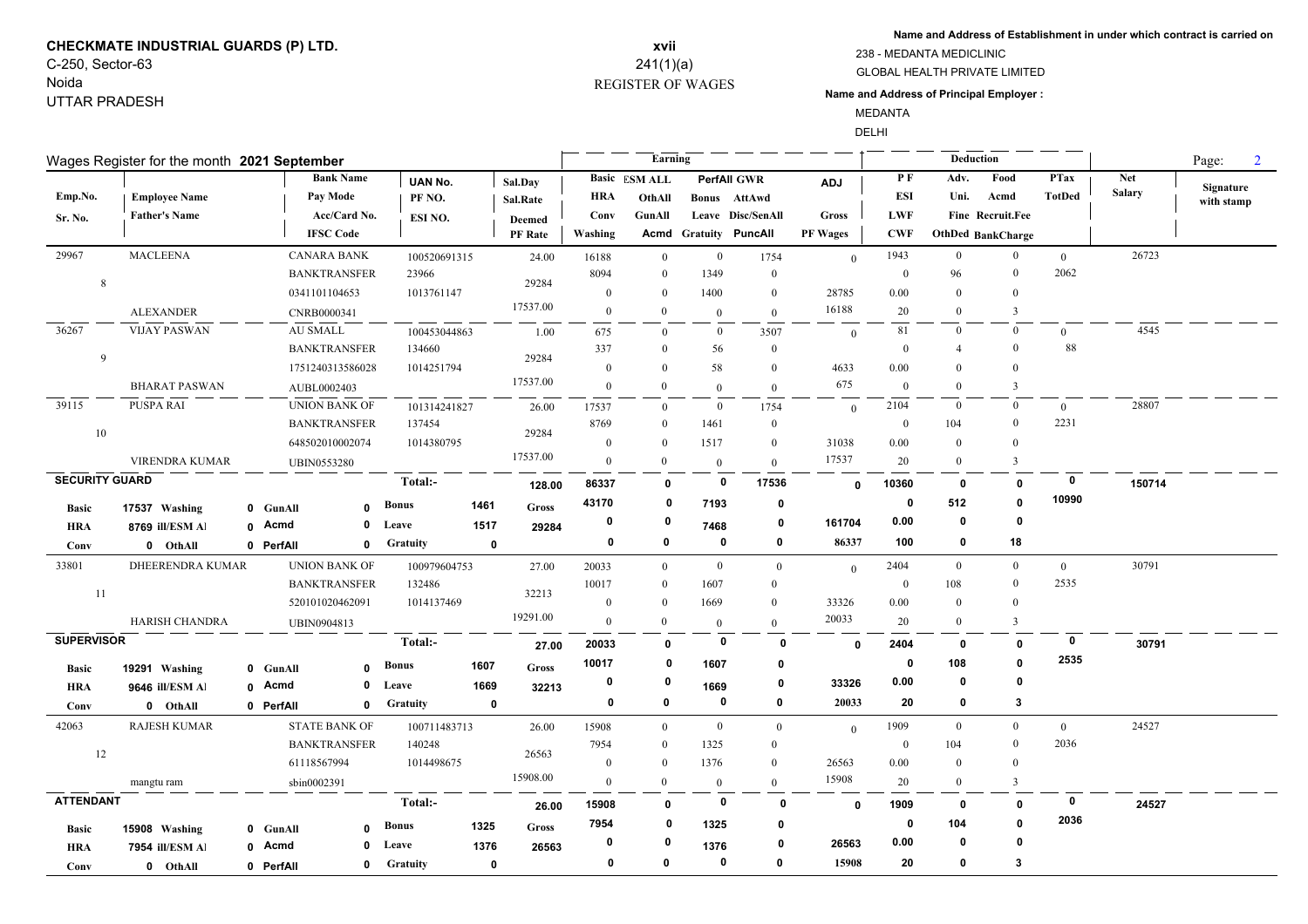**CHECKMATE INDUSTRIAL GUARDS (P) LTD.**
C-250, Sector-63
Noida
UTTAR PRADESH

**xvii**
241(1)(a)
REGISTER OF WAGES

**Name and Address of Establishment in under which contract is carried on**
238 - MEDANTA MEDICLINIC
GLOBAL HEALTH PRIVATE LIMITED

**Name and Address of Principal Employer :**
MEDANTA
DELHI

Wages Register for the month **2021 September**

| Emp.No. / Sr. No. | Employee Name / Father's Name | Bank Name / Pay Mode / Acc/Card No. / IFSC Code | UAN No. / PF NO. / ESI NO. | Sal.Day / Sal.Rate / Deemed / PF Rate | Basic / HRA / Conv / Washing | ESM ALL / OthAll / GunAll / Acmd | PerfAll / Bonus / Leave / Gratuity | GWR / AttAwd / Disc/SenAll / PuncAll | ADJ / Gross / PF Wages | PF / ESI / LWF / CWF | Adv. / Uni. / Fine / OthDed | Food / Acmd / Recruit.Fee / BankCharge | PTax / TotDed | Net Salary | Signature with stamp |
|---|---|---|---|---|---|---|---|---|---|---|---|---|---|---|---|
| 29967 / 8 | MACLEENA / ALEXANDER | CANARA BANK / BANKTRANSFER / 0341101104653 / CNRB0000341 | 100520691315 / 23966 / 1013761147 | 24.00 / 29284 / 17537.00 | 16188 / 8094 / 0 / 0 | 0 / 0 / 0 / 0 | 0 / 1349 / 1400 / 0 | 1754 / 0 / 0 / 0 | 0 / 28785 / 16188 | 1943 / 0 / 0.00 / 20 | 0 / 96 / 0 / 0 | 0 / 0 / 0 / 3 | 0 / 2062 | 26723 | |
| 36267 / 9 | VIJAY PASWAN / BHARAT PASWAN | AU SMALL / BANKTRANSFER / 1751240313586028 / AUBL0002403 | 100453044863 / 134660 / 1014251794 | 1.00 / 29284 / 17537.00 | 675 / 337 / 0 / 0 | 0 / 0 / 0 / 0 | 0 / 56 / 58 / 0 | 3507 / 0 / 0 / 0 | 0 / 4633 / 675 | 81 / 0 / 0.00 / 0 | 0 / 4 / 0 / 0 | 0 / 0 / 0 / 3 | 0 / 88 | 4545 | |
| 39115 / 10 | PUSPA RAI / VIRENDRA KUMAR | UNION BANK OF / BANKTRANSFER / 648502010002074 / UBIN0553280 | 101314241827 / 137454 / 1014380795 | 26.00 / 29284 / 17537.00 | 17537 / 8769 / 0 / 0 | 0 / 0 / 0 / 0 | 0 / 1461 / 1517 / 0 | 1754 / 0 / 0 / 0 | 0 / 31038 / 17537 | 2104 / 0 / 0.00 / 20 | 0 / 104 / 0 / 0 | 0 / 0 / 0 / 3 | 0 / 2231 | 28807 | |
| **SECURITY GUARD** | Basic 17537, HRA 8769, Conv 0; Washing 0, ill/ESM Al 0, OthAll 0 | GunAll 0, Acmd 0, PerfAll 0 | **Total:-** Bonus 1461, Leave 1517, Gratuity 0 | 128.00 / Gross 29284 | 86337 / 43170 / 0 / 0 | 0 / 0 / 0 / 0 | 0 / 7193 / 7468 / 0 | 17536 / 0 / 0 / 0 | 0 / 161704 / 86337 | 10360 / 0 / 0.00 / 100 | 0 / 512 / 0 / 0 | 0 / 0 / 0 / 18 | 0 / 10990 | 150714 | |
| 33801 / 11 | DHEERENDRA KUMAR / HARISH CHANDRA | UNION BANK OF / BANKTRANSFER / 520101020462091 / UBIN0904813 | 100979604753 / 132486 / 1014137469 | 27.00 / 32213 / 19291.00 | 20033 / 10017 / 0 / 0 | 0 / 0 / 0 / 0 | 0 / 1607 / 1669 / 0 | 0 / 0 / 0 / 0 | 0 / 33326 / 20033 | 2404 / 0 / 0.00 / 20 | 0 / 108 / 0 / 0 | 0 / 0 / 0 / 3 | 0 / 2535 | 30791 | |
| **SUPERVISOR** | Basic 19291, HRA 9646, Conv 0; Washing 0, ill/ESM Al 0, OthAll 0 | GunAll 0, Acmd 0, PerfAll 0 | **Total:-** Bonus 1607, Leave 1669, Gratuity 0 | 27.00 / Gross 32213 | 20033 / 10017 / 0 / 0 | 0 / 0 / 0 / 0 | 0 / 1607 / 1669 / 0 | 0 / 0 / 0 / 0 | 0 / 33326 / 20033 | 2404 / 0 / 0.00 / 20 | 0 / 108 / 0 / 0 | 0 / 0 / 0 / 3 | 0 / 2535 | 30791 | |
| 42063 / 12 | RAJESH KUMAR / mangtu ram | STATE BANK OF / BANKTRANSFER / 61118567994 / sbin0002391 | 100711483713 / 140248 / 1014498675 | 26.00 / 26563 / 15908.00 | 15908 / 7954 / 0 / 0 | 0 / 0 / 0 / 0 | 0 / 1325 / 1376 / 0 | 0 / 0 / 0 / 0 | 0 / 26563 / 15908 | 1909 / 0 / 0.00 / 20 | 0 / 104 / 0 / 0 | 0 / 0 / 0 / 3 | 0 / 2036 | 24527 | |
| **ATTENDANT** | Basic 15908, HRA 7954, Conv 0; Washing 0, ill/ESM Al 0, OthAll 0 | GunAll 0, Acmd 0, PerfAll 0 | **Total:-** Bonus 1325, Leave 1376, Gratuity 0 | 26.00 / Gross 26563 | 15908 / 7954 / 0 / 0 | 0 / 0 / 0 / 0 | 0 / 1325 / 1376 / 0 | 0 / 0 / 0 / 0 | 0 / 26563 / 15908 | 1909 / 0 / 0.00 / 20 | 0 / 104 / 0 / 0 | 0 / 0 / 0 / 3 | 0 / 2036 | 24527 | |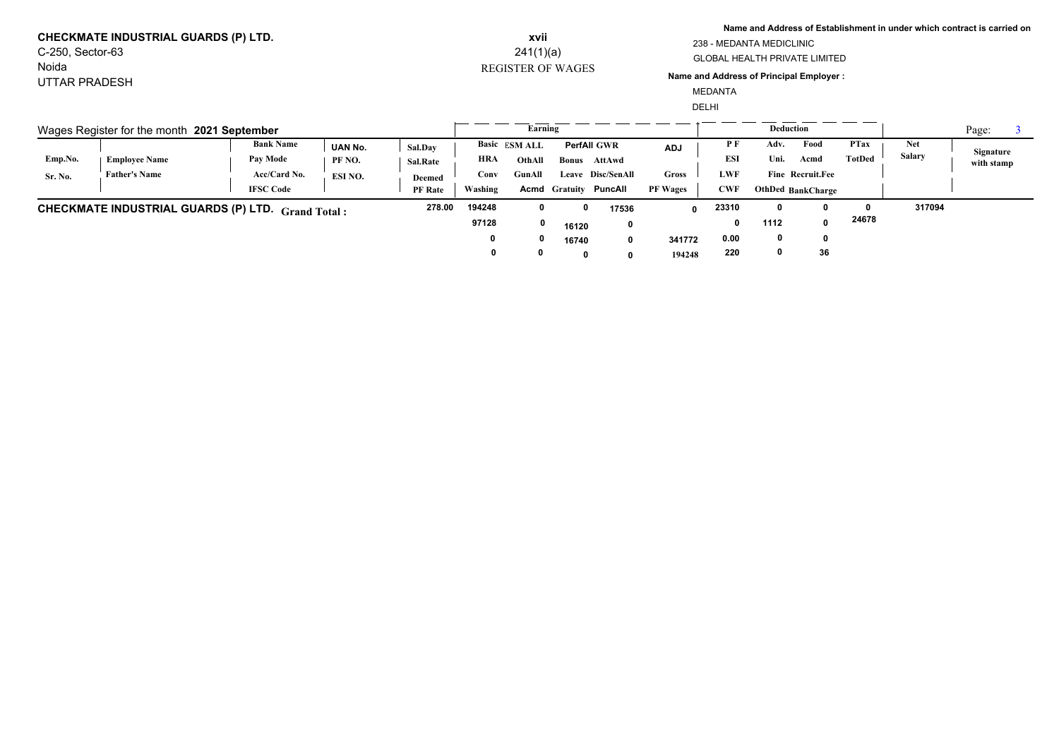**CHECKMATE INDUSTRIAL GUARDS (P) LTD.**
C-250, Sector-63
Noida
UTTAR PRADESH

**xvii**
241(1)(a)
REGISTER OF WAGES

**Name and Address of Establishment in under which contract is carried on**
238 - MEDANTA MEDICLINIC
GLOBAL HEALTH PRIVATE LIMITED

**Name and Address of Principal Employer :**
MEDANTA
DELHI

Wages Register for the month **2021 September**

| Emp.No. / Sr. No. | Employee Name / Father's Name | Bank Name / Pay Mode / Acc/Card No. / IFSC Code | UAN No. / PF NO. / ESI NO. | Sal.Day / Sal.Rate / Deemed / PF Rate | Earning | | | | | Deduction | | | | Net Salary | Signature with stamp |
|---|---|---|---|---|---|---|---|---|---|---|---|---|---|---|---|
| | | | | | Basic / HRA / Conv / Washing | ESM ALL / OthAll / GunAll / Acmd | PerfAll / Bonus / Leave / Gratuity | GWR / AttAwd / Disc/SenAll / PuncAll | ADJ / Gross / PF Wages | P F / ESI / LWF / CWF | Adv. / Uni. / Fine / OthDed | Food / Acmd / Recruit.Fee / BankCharge | PTax / TotDed | | |
| **CHECKMATE INDUSTRIAL GUARDS (P) LTD. Grand Total :** | | | | 278.00 | 194248 | 0 | 0 | 17536 | 0 | 23310 | 0 | 0 | 0 | 317094 | |
| | | | | | 97128 | 0 | 16120 | 0 | | 0 | 1112 | 0 | 24678 | | |
| | | | | | 0 | 0 | 16740 | 0 | 341772 | 0.00 | 0 | 0 | | | |
| | | | | | 0 | 0 | 0 | 0 | 194248 | 220 | 0 | 36 | | | |